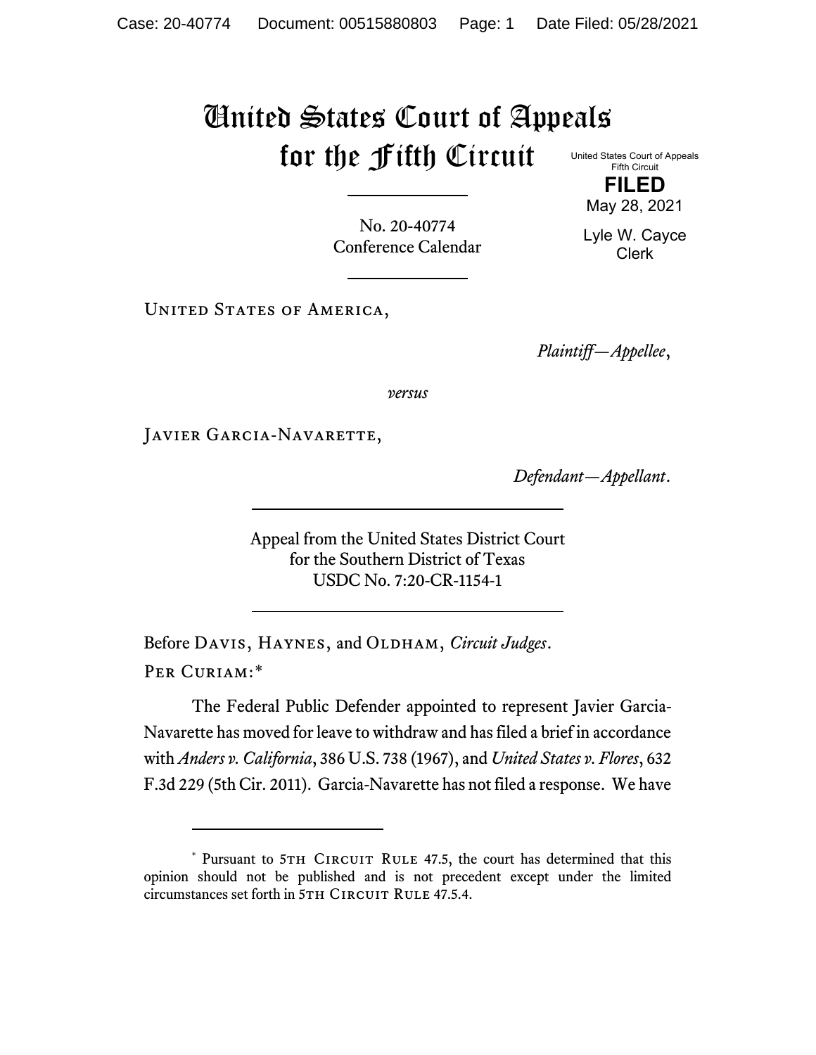# United States Court of Appeals for the Fifth Circuit

United States Court of Appeals
Fifth Circuit

**FILED**

May 28, 2021

Lyle W. Cayce
Clerk

No. 20-40774
Conference Calendar

---

United States of America,

*Plaintiff—Appellee*,

*versus*

Javier Garcia-Navarette,

*Defendant—Appellant*.

---

Appeal from the United States District Court
for the Southern District of Texas
USDC No. 7:20-CR-1154-1

---

Before Davis, Haynes, and Oldham, *Circuit Judges*.

Per Curiam:*

The Federal Public Defender appointed to represent Javier Garcia-Navarette has moved for leave to withdraw and has filed a brief in accordance with *Anders v. California*, 386 U.S. 738 (1967), and *United States v. Flores*, 632 F.3d 229 (5th Cir. 2011). Garcia-Navarette has not filed a response. We have

---

* Pursuant to 5th Circuit Rule 47.5, the court has determined that this opinion should not be published and is not precedent except under the limited circumstances set forth in 5th Circuit Rule 47.5.4.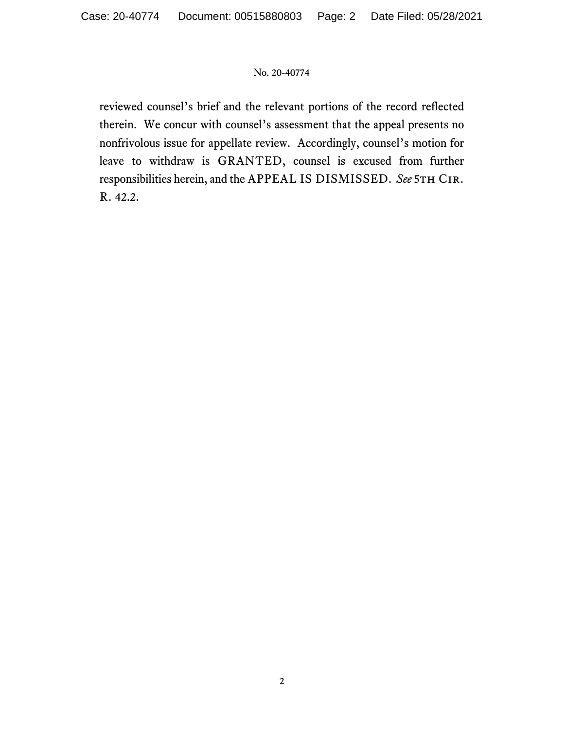reviewed counsel's brief and the relevant portions of the record reflected therein. We concur with counsel's assessment that the appeal presents no nonfrivolous issue for appellate review. Accordingly, counsel's motion for leave to withdraw is GRANTED, counsel is excused from further responsibilities herein, and the APPEAL IS DISMISSED. *See* 5TH CIR. R. 42.2.